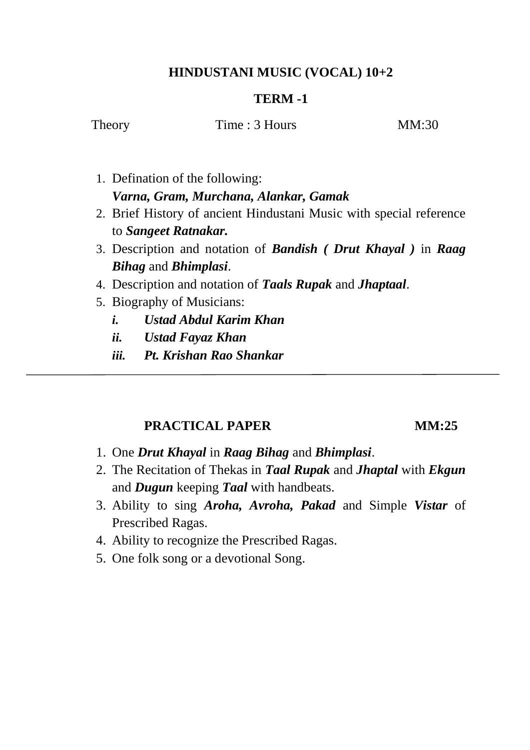## HINDUSTANI MUSIC (VOCAL) 10+2

### TERM -1

Theory Time : 3 Hours MM:30

1. Defination of the following:
   ***Varna, Gram, Murchana, Alankar, Gamak***
2. Brief History of ancient Hindustani Music with special reference to ***Sangeet Ratnakar.***
3. Description and notation of ***Bandish ( Drut Khayal )*** in ***Raag Bihag*** and ***Bhimplasi***.
4. Description and notation of ***Taals Rupak*** and ***Jhaptaal***.
5. Biography of Musicians:
   - ***i. Ustad Abdul Karim Khan***
   - ***ii. Ustad Fayaz Khan***
   - ***iii. Pt. Krishan Rao Shankar***

---

**PRACTICAL PAPER** **MM:25**

1. One ***Drut Khayal*** in ***Raag Bihag*** and ***Bhimplasi***.
2. The Recitation of Thekas in ***Taal Rupak*** and ***Jhaptal*** with ***Ekgun*** and ***Dugun*** keeping ***Taal*** with handbeats.
3. Ability to sing ***Aroha, Avroha, Pakad*** and Simple ***Vistar*** of Prescribed Ragas.
4. Ability to recognize the Prescribed Ragas.
5. One folk song or a devotional Song.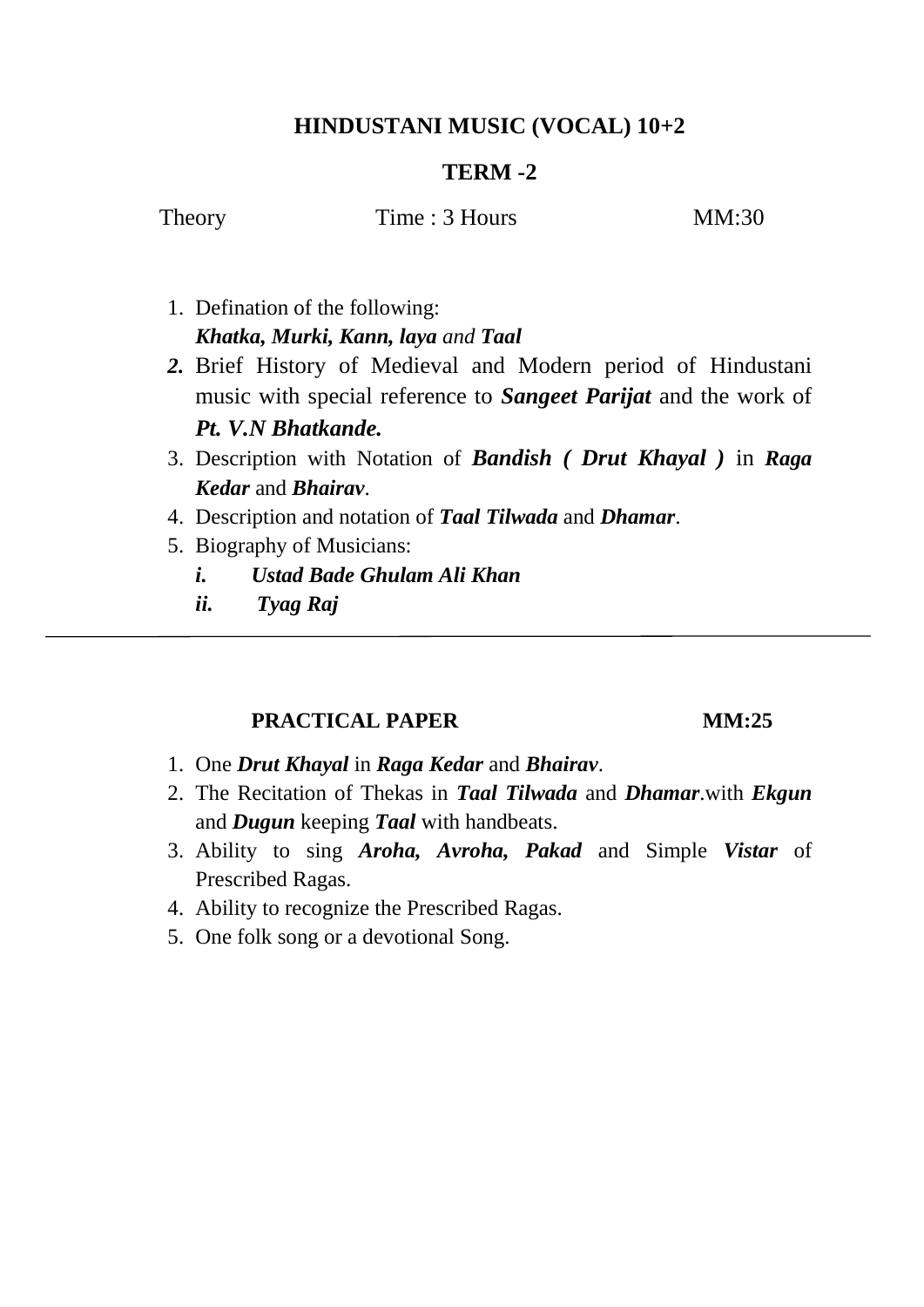**HINDUSTANI MUSIC (VOCAL) 10+2**

**TERM -2**

Theory    Time : 3 Hours    MM:30

1. Defination of the following:
   ***Khatka, Murki, Kann, laya*** *and* ***Taal***
2. Brief History of Medieval and Modern period of Hindustani music with special reference to ***Sangeet Parijat*** and the work of ***Pt. V.N Bhatkande.***
3. Description with Notation of ***Bandish ( Drut Khayal )*** in ***Raga Kedar*** and ***Bhairav***.
4. Description and notation of ***Taal Tilwada*** and ***Dhamar***.
5. Biography of Musicians:
   - ***i. Ustad Bade Ghulam Ali Khan***
   - ***ii. Tyag Raj***

---

**PRACTICAL PAPER    MM:25**

1. One ***Drut Khayal*** in ***Raga Kedar*** and ***Bhairav***.
2. The Recitation of Thekas in ***Taal Tilwada*** and ***Dhamar***.with ***Ekgun*** and ***Dugun*** keeping ***Taal*** with handbeats.
3. Ability to sing ***Aroha, Avroha, Pakad*** and Simple ***Vistar*** of Prescribed Ragas.
4. Ability to recognize the Prescribed Ragas.
5. One folk song or a devotional Song.